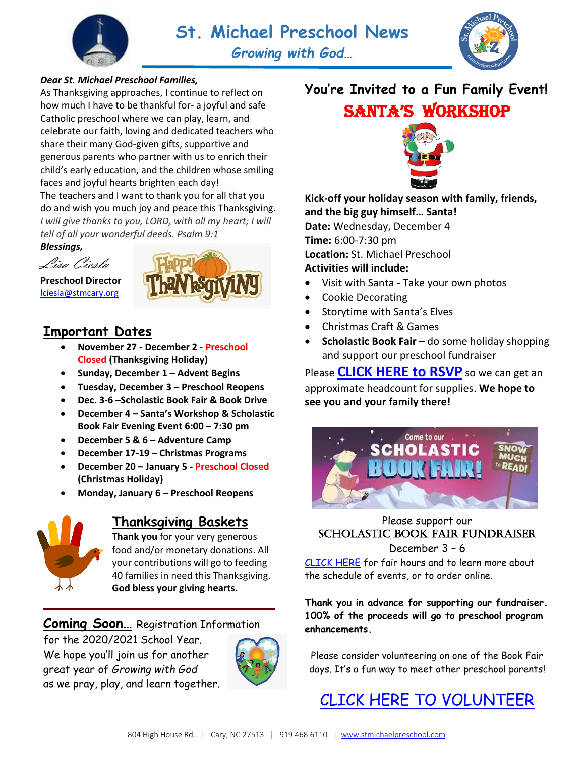# St. Michael Preschool News

*Growing with God…*

***Dear St. Michael Preschool Families,***

As Thanksgiving approaches, I continue to reflect on how much I have to be thankful for- a joyful and safe Catholic preschool where we can play, learn, and celebrate our faith, loving and dedicated teachers who share their many God-given gifts, supportive and generous parents who partner with us to enrich their child's early education, and the children whose smiling faces and joyful hearts brighten each day!

The teachers and I want to thank you for all that you do and wish you much joy and peace this Thanksgiving.

*I will give thanks to you, LORD, with all my heart; I will tell of all your wonderful deeds. Psalm 9:1*

***Blessings,***

*Lisa Ciesla*

**Preschool Director**

lciesla@stmcary.org

## Important Dates

- **November 27 - December 2 - Preschool Closed (Thanksgiving Holiday)**
- **Sunday, December 1 – Advent Begins**
- **Tuesday, December 3 – Preschool Reopens**
- **Dec. 3-6 –Scholastic Book Fair & Book Drive**
- **December 4 – Santa's Workshop & Scholastic Book Fair Evening Event 6:00 – 7:30 pm**
- **December 5 & 6 – Adventure Camp**
- **December 17-19 – Christmas Programs**
- **December 20 – January 5 - Preschool Closed (Christmas Holiday)**
- **Monday, January 6 – Preschool Reopens**

## Thanksgiving Baskets

**Thank you** for your very generous food and/or monetary donations. All your contributions will go to feeding 40 families in need this Thanksgiving. **God bless your giving hearts.**

**Coming Soon…** Registration Information for the 2020/2021 School Year. We hope you'll join us for another great year of *Growing with God* as we pray, play, and learn together.

## You're Invited to a Fun Family Event!

## SANTA'S WORKSHOP

**Kick-off your holiday season with family, friends, and the big guy himself… Santa!**

**Date:** Wednesday, December 4

**Time:** 6:00-7:30 pm

**Location:** St. Michael Preschool

**Activities will include:**

- Visit with Santa - Take your own photos
- Cookie Decorating
- Storytime with Santa's Elves
- Christmas Craft & Games
- **Scholastic Book Fair** – do some holiday shopping and support our preschool fundraiser

Please **CLICK HERE to RSVP** so we can get an approximate headcount for supplies. **We hope to see you and your family there!**

Please support our

SCHOLASTIC BOOK FAIR FUNDRAISER

December 3 – 6

CLICK HERE for fair hours and to learn more about the schedule of events, or to order online.

**Thank you in advance for supporting our fundraiser. 100% of the proceeds will go to preschool program enhancements.**

Please consider volunteering on one of the Book Fair days. It's a fun way to meet other preschool parents!

CLICK HERE TO VOLUNTEER

804 High House Rd. | Cary, NC 27513 | 919.468.6110 | www.stmichaelpreschool.com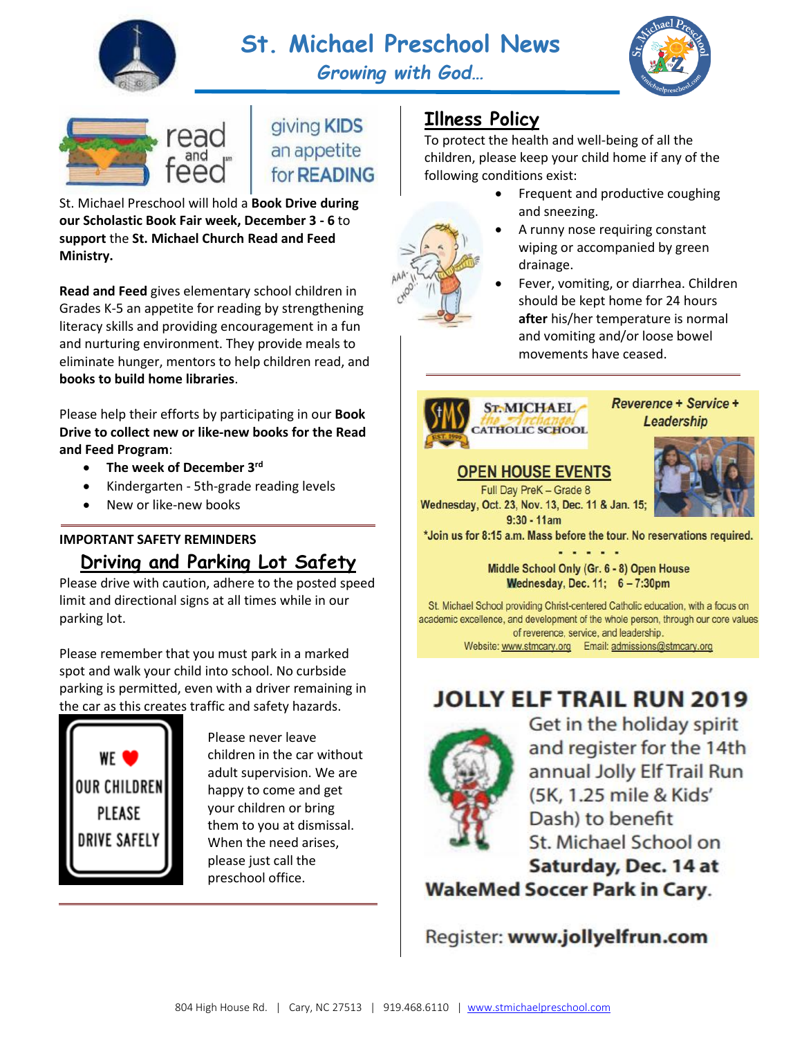# St. Michael Preschool News

*Growing with God…*

read and feed — giving KIDS an appetite for READING

St. Michael Preschool will hold a **Book Drive during our Scholastic Book Fair week, December 3 - 6** to **support** the **St. Michael Church Read and Feed Ministry.**

**Read and Feed** gives elementary school children in Grades K-5 an appetite for reading by strengthening literacy skills and providing encouragement in a fun and nurturing environment. They provide meals to eliminate hunger, mentors to help children read, and **books to build home libraries**.

Please help their efforts by participating in our **Book Drive to collect new or like-new books for the Read and Feed Program**:

- **The week of December 3rd**
- Kindergarten - 5th-grade reading levels
- New or like-new books

**IMPORTANT SAFETY REMINDERS**

## Driving and Parking Lot Safety

Please drive with caution, adhere to the posted speed limit and directional signs at all times while in our parking lot.

Please remember that you must park in a marked spot and walk your child into school. No curbside parking is permitted, even with a driver remaining in the car as this creates traffic and safety hazards.

WE ♥ OUR CHILDREN PLEASE DRIVE SAFELY

Please never leave children in the car without adult supervision. We are happy to come and get your children or bring them to you at dismissal. When the need arises, please just call the preschool office.

## Illness Policy

To protect the health and well-being of all the children, please keep your child home if any of the following conditions exist:

- Frequent and productive coughing and sneezing.
- A runny nose requiring constant wiping or accompanied by green drainage.
- Fever, vomiting, or diarrhea. Children should be kept home for 24 hours **after** his/her temperature is normal and vomiting and/or loose bowel movements have ceased.

ST. MICHAEL the Archangel CATHOLIC SCHOOL

*Reverence + Service + Leadership*

### OPEN HOUSE EVENTS

Full Day PreK – Grade 8

**Wednesday, Oct. 23, Nov. 13, Dec. 11 & Jan. 15; 9:30 - 11am**

***Join us for 8:15 a.m. Mass before the tour. No reservations required.**

- - - - -

**Middle School Only (Gr. 6 - 8) Open House**
**Wednesday, Dec. 11; 6 – 7:30pm**

St. Michael School providing Christ-centered Catholic education, with a focus on academic excellence, and development of the whole person, through our core values of reverence, service, and leadership.

Website: www.stmcary.org Email: admissions@stmcary.org

## JOLLY ELF TRAIL RUN 2019

Get in the holiday spirit and register for the 14th annual Jolly Elf Trail Run (5K, 1.25 mile & Kids' Dash) to benefit St. Michael School on **Saturday, Dec. 14 at WakeMed Soccer Park in Cary.**

Register: **www.jollyelfrun.com**

804 High House Rd. | Cary, NC 27513 | 919.468.6110 | www.stmichaelpreschool.com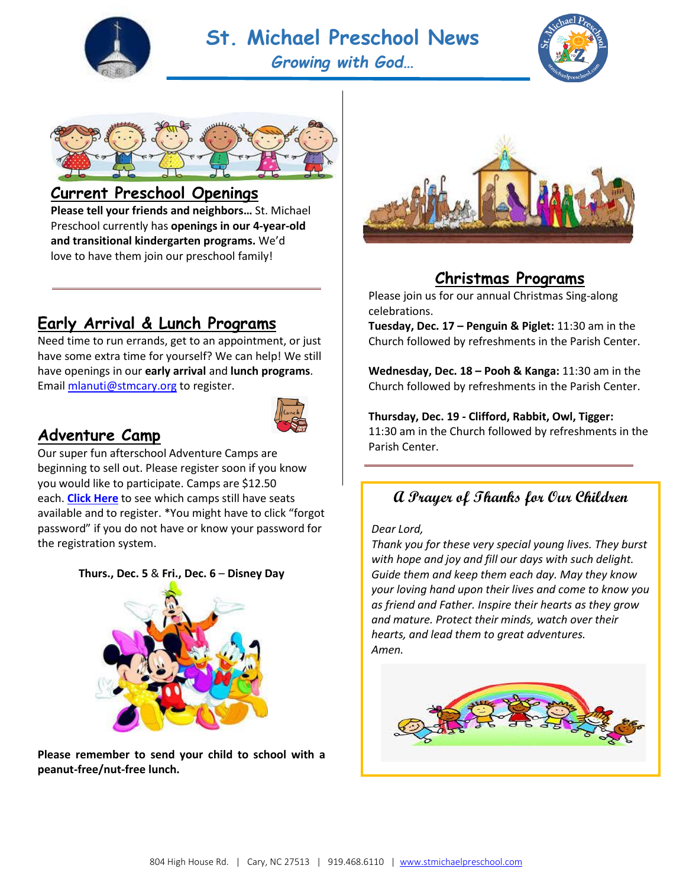# St. Michael Preschool News

*Growing with God…*

## Current Preschool Openings

**Please tell your friends and neighbors…** St. Michael Preschool currently has **openings in our 4-year-old and transitional kindergarten programs.** We'd love to have them join our preschool family!

## Early Arrival & Lunch Programs

Need time to run errands, get to an appointment, or just have some extra time for yourself? We can help! We still have openings in our **early arrival** and **lunch programs**. Email mlanuti@stmcary.org to register.

## Adventure Camp

Our super fun afterschool Adventure Camps are beginning to sell out. Please register soon if you know you would like to participate. Camps are $12.50 each. **Click Here** to see which camps still have seats available and to register. *You might have to click "forgot password" if you do not have or know your password for the registration system.

**Thurs., Dec. 5** & **Fri., Dec. 6** – **Disney Day**

**Please remember to send your child to school with a peanut-free/nut-free lunch.**

## Christmas Programs

Please join us for our annual Christmas Sing-along celebrations.

**Tuesday, Dec. 17 – Penguin & Piglet:** 11:30 am in the Church followed by refreshments in the Parish Center.

**Wednesday, Dec. 18 – Pooh & Kanga:** 11:30 am in the Church followed by refreshments in the Parish Center.

**Thursday, Dec. 19 - Clifford, Rabbit, Owl, Tigger:** 11:30 am in the Church followed by refreshments in the Parish Center.

### A Prayer of Thanks for Our Children

*Dear Lord,*
*Thank you for these very special young lives. They burst with hope and joy and fill our days with such delight. Guide them and keep them each day. May they know your loving hand upon their lives and come to know you as friend and Father. Inspire their hearts as they grow and mature. Protect their minds, watch over their hearts, and lead them to great adventures.*
*Amen.*

804 High House Rd. | Cary, NC 27513 | 919.468.6110 | www.stmichaelpreschool.com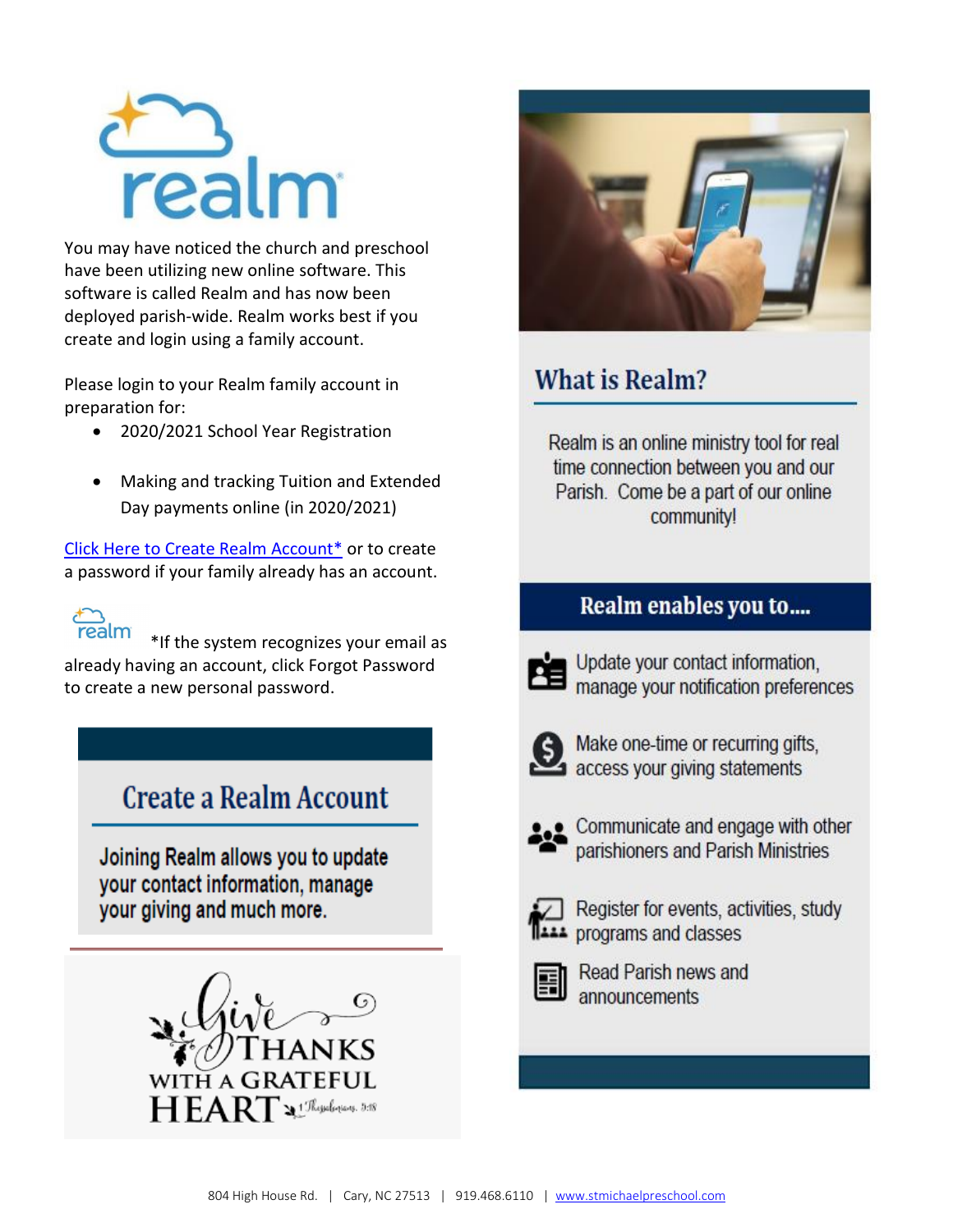You may have noticed the church and preschool have been utilizing new online software. This software is called Realm and has now been deployed parish-wide. Realm works best if you create and login using a family account.

Please login to your Realm family account in preparation for:

- 2020/2021 School Year Registration
- Making and tracking Tuition and Extended Day payments online (in 2020/2021)

Click Here to Create Realm Account* or to create a password if your family already has an account.

*If the system recognizes your email as already having an account, click Forgot Password to create a new personal password.

## Create a Realm Account

Joining Realm allows you to update your contact information, manage your giving and much more.

Give THANKS WITH A GRATEFUL HEART 1 Thessalonians 5:18

## What is Realm?

Realm is an online ministry tool for real time connection between you and our Parish. Come be a part of our online community!

## Realm enables you to....

- Update your contact information, manage your notification preferences
- Make one-time or recurring gifts, access your giving statements
- Communicate and engage with other parishioners and Parish Ministries
- Register for events, activities, study programs and classes
- Read Parish news and announcements

804 High House Rd. | Cary, NC 27513 | 919.468.6110 | www.stmichaelpreschool.com